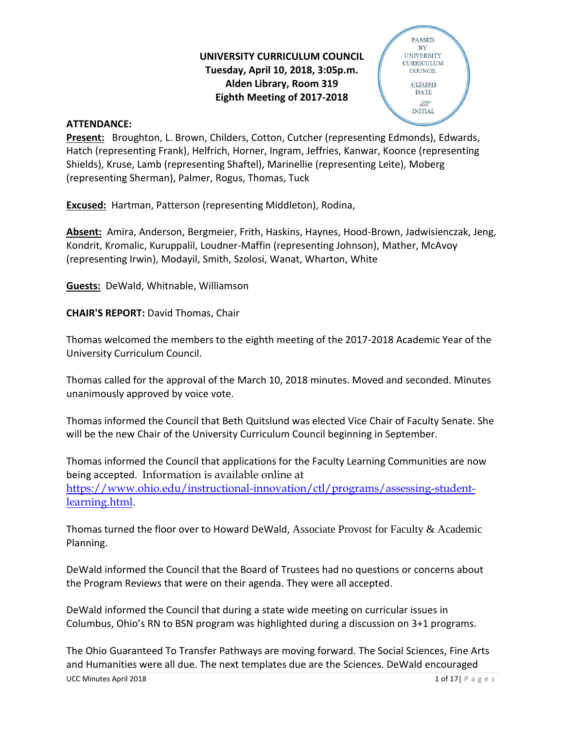**UNIVERSITY CURRICULUM COUNCIL**
**Tuesday, April 10, 2018, 3:05p.m.**
**Alden Library, Room 319**
**Eighth Meeting of 2017-2018**

PASSED BY UNIVERSITY CURRICULUM COUNCIL
4/1242018
DATE
INITIAL

**ATTENDANCE:**

**Present:** Broughton, L. Brown, Childers, Cotton, Cutcher (representing Edmonds), Edwards, Hatch (representing Frank), Helfrich, Horner, Ingram, Jeffries, Kanwar, Koonce (representing Shields), Kruse, Lamb (representing Shaftel), Marinellie (representing Leite), Moberg (representing Sherman), Palmer, Rogus, Thomas, Tuck

**Excused:** Hartman, Patterson (representing Middleton), Rodina,

**Absent:** Amira, Anderson, Bergmeier, Frith, Haskins, Haynes, Hood-Brown, Jadwisienczak, Jeng, Kondrit, Kromalic, Kuruppalil, Loudner-Maffin (representing Johnson), Mather, McAvoy (representing Irwin), Modayil, Smith, Szolosi, Wanat, Wharton, White

**Guests:** DeWald, Whitnable, Williamson

**CHAIR'S REPORT:** David Thomas, Chair

Thomas welcomed the members to the eighth meeting of the 2017-2018 Academic Year of the University Curriculum Council.

Thomas called for the approval of the March 10, 2018 minutes. Moved and seconded. Minutes unanimously approved by voice vote.

Thomas informed the Council that Beth Quitslund was elected Vice Chair of Faculty Senate. She will be the new Chair of the University Curriculum Council beginning in September.

Thomas informed the Council that applications for the Faculty Learning Communities are now being accepted. Information is available online at https://www.ohio.edu/instructional-innovation/ctl/programs/assessing-student-learning.html.

Thomas turned the floor over to Howard DeWald, Associate Provost for Faculty & Academic Planning.

DeWald informed the Council that the Board of Trustees had no questions or concerns about the Program Reviews that were on their agenda. They were all accepted.

DeWald informed the Council that during a state wide meeting on curricular issues in Columbus, Ohio's RN to BSN program was highlighted during a discussion on 3+1 programs.

The Ohio Guaranteed To Transfer Pathways are moving forward. The Social Sciences, Fine Arts and Humanities were all due. The next templates due are the Sciences. DeWald encouraged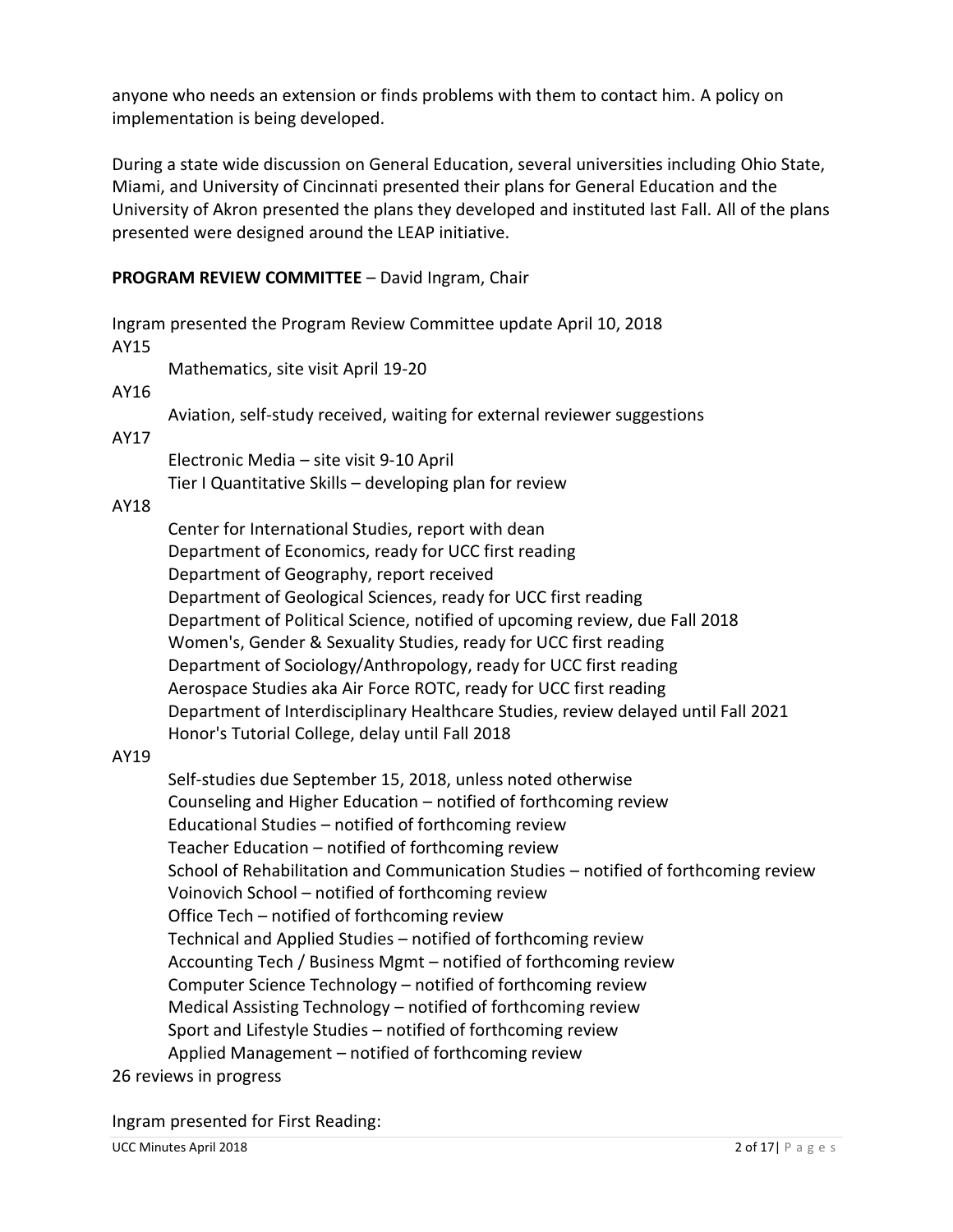anyone who needs an extension or finds problems with them to contact him. A policy on implementation is being developed.

During a state wide discussion on General Education, several universities including Ohio State, Miami, and University of Cincinnati presented their plans for General Education and the University of Akron presented the plans they developed and instituted last Fall. All of the plans presented were designed around the LEAP initiative.

**PROGRAM REVIEW COMMITTEE** – David Ingram, Chair

Ingram presented the Program Review Committee update April 10, 2018

AY15

- Mathematics, site visit April 19-20

AY16

- Aviation, self-study received, waiting for external reviewer suggestions

AY17

- Electronic Media – site visit 9-10 April
- Tier I Quantitative Skills – developing plan for review

AY18

- Center for International Studies, report with dean
- Department of Economics, ready for UCC first reading
- Department of Geography, report received
- Department of Geological Sciences, ready for UCC first reading
- Department of Political Science, notified of upcoming review, due Fall 2018
- Women's, Gender & Sexuality Studies, ready for UCC first reading
- Department of Sociology/Anthropology, ready for UCC first reading
- Aerospace Studies aka Air Force ROTC, ready for UCC first reading
- Department of Interdisciplinary Healthcare Studies, review delayed until Fall 2021
- Honor's Tutorial College, delay until Fall 2018

AY19

- Self-studies due September 15, 2018, unless noted otherwise
- Counseling and Higher Education – notified of forthcoming review
- Educational Studies – notified of forthcoming review
- Teacher Education – notified of forthcoming review
- School of Rehabilitation and Communication Studies – notified of forthcoming review
- Voinovich School – notified of forthcoming review
- Office Tech – notified of forthcoming review
- Technical and Applied Studies – notified of forthcoming review
- Accounting Tech / Business Mgmt – notified of forthcoming review
- Computer Science Technology – notified of forthcoming review
- Medical Assisting Technology – notified of forthcoming review
- Sport and Lifestyle Studies – notified of forthcoming review
- Applied Management – notified of forthcoming review

26 reviews in progress

Ingram presented for First Reading: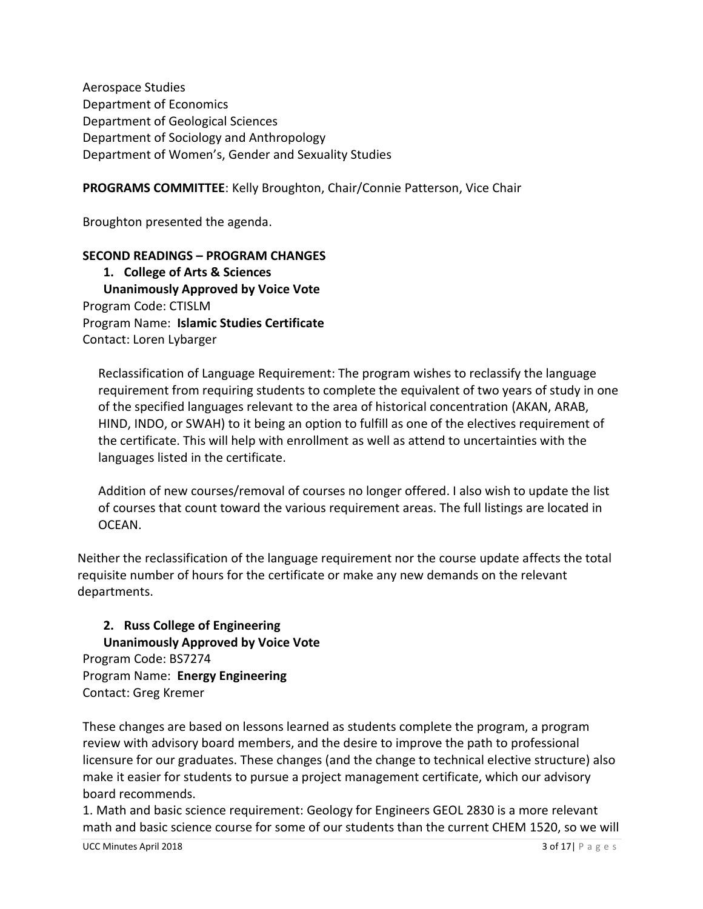Aerospace Studies
Department of Economics
Department of Geological Sciences
Department of Sociology and Anthropology
Department of Women's, Gender and Sexuality Studies

**PROGRAMS COMMITTEE**: Kelly Broughton, Chair/Connie Patterson, Vice Chair

Broughton presented the agenda.

**SECOND READINGS – PROGRAM CHANGES**

1. **College of Arts & Sciences**
   **Unanimously Approved by Voice Vote**

Program Code: CTISLM
Program Name: **Islamic Studies Certificate**
Contact: Loren Lybarger

Reclassification of Language Requirement: The program wishes to reclassify the language requirement from requiring students to complete the equivalent of two years of study in one of the specified languages relevant to the area of historical concentration (AKAN, ARAB, HIND, INDO, or SWAH) to it being an option to fulfill as one of the electives requirement of the certificate. This will help with enrollment as well as attend to uncertainties with the languages listed in the certificate.

Addition of new courses/removal of courses no longer offered. I also wish to update the list of courses that count toward the various requirement areas. The full listings are located in OCEAN.

Neither the reclassification of the language requirement nor the course update affects the total requisite number of hours for the certificate or make any new demands on the relevant departments.

2. **Russ College of Engineering**
   **Unanimously Approved by Voice Vote**

Program Code: BS7274
Program Name: **Energy Engineering**
Contact: Greg Kremer

These changes are based on lessons learned as students complete the program, a program review with advisory board members, and the desire to improve the path to professional licensure for our graduates. These changes (and the change to technical elective structure) also make it easier for students to pursue a project management certificate, which our advisory board recommends.

1. Math and basic science requirement: Geology for Engineers GEOL 2830 is a more relevant math and basic science course for some of our students than the current CHEM 1520, so we will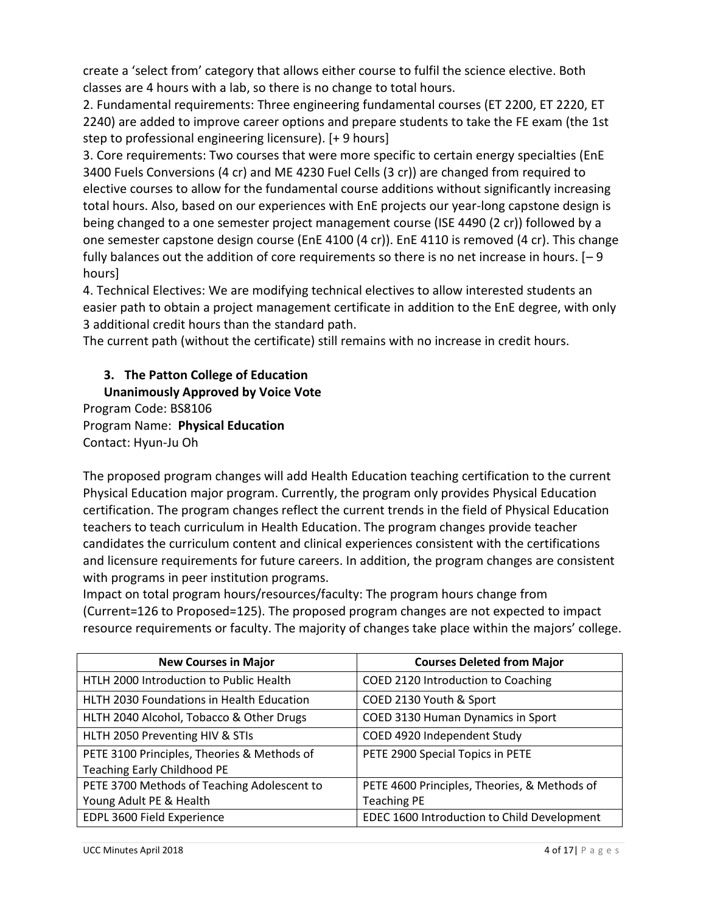create a 'select from' category that allows either course to fulfil the science elective. Both classes are 4 hours with a lab, so there is no change to total hours.

2. Fundamental requirements: Three engineering fundamental courses (ET 2200, ET 2220, ET 2240) are added to improve career options and prepare students to take the FE exam (the 1st step to professional engineering licensure). [+ 9 hours]

3. Core requirements: Two courses that were more specific to certain energy specialties (EnE 3400 Fuels Conversions (4 cr) and ME 4230 Fuel Cells (3 cr)) are changed from required to elective courses to allow for the fundamental course additions without significantly increasing total hours. Also, based on our experiences with EnE projects our year-long capstone design is being changed to a one semester project management course (ISE 4490 (2 cr)) followed by a one semester capstone design course (EnE 4100 (4 cr)). EnE 4110 is removed (4 cr). This change fully balances out the addition of core requirements so there is no net increase in hours. [– 9 hours]

4. Technical Electives: We are modifying technical electives to allow interested students an easier path to obtain a project management certificate in addition to the EnE degree, with only 3 additional credit hours than the standard path.

The current path (without the certificate) still remains with no increase in credit hours.

### 3. The Patton College of Education

**Unanimously Approved by Voice Vote**

Program Code: BS8106

Program Name: **Physical Education**

Contact: Hyun-Ju Oh

The proposed program changes will add Health Education teaching certification to the current Physical Education major program. Currently, the program only provides Physical Education certification. The program changes reflect the current trends in the field of Physical Education teachers to teach curriculum in Health Education. The program changes provide teacher candidates the curriculum content and clinical experiences consistent with the certifications and licensure requirements for future careers. In addition, the program changes are consistent with programs in peer institution programs.

Impact on total program hours/resources/faculty: The program hours change from (Current=126 to Proposed=125). The proposed program changes are not expected to impact resource requirements or faculty. The majority of changes take place within the majors' college.

| New Courses in Major | Courses Deleted from Major |
|---|---|
| HTLH 2000 Introduction to Public Health | COED 2120 Introduction to Coaching |
| HLTH 2030 Foundations in Health Education | COED 2130 Youth & Sport |
| HLTH 2040 Alcohol, Tobacco & Other Drugs | COED 3130 Human Dynamics in Sport |
| HLTH 2050 Preventing HIV & STIs | COED 4920 Independent Study |
| PETE 3100 Principles, Theories & Methods of Teaching Early Childhood PE | PETE 2900 Special Topics in PETE |
| PETE 3700 Methods of Teaching Adolescent to Young Adult PE & Health | PETE 4600 Principles, Theories, & Methods of Teaching PE |
| EDPL 3600 Field Experience | EDEC 1600 Introduction to Child Development |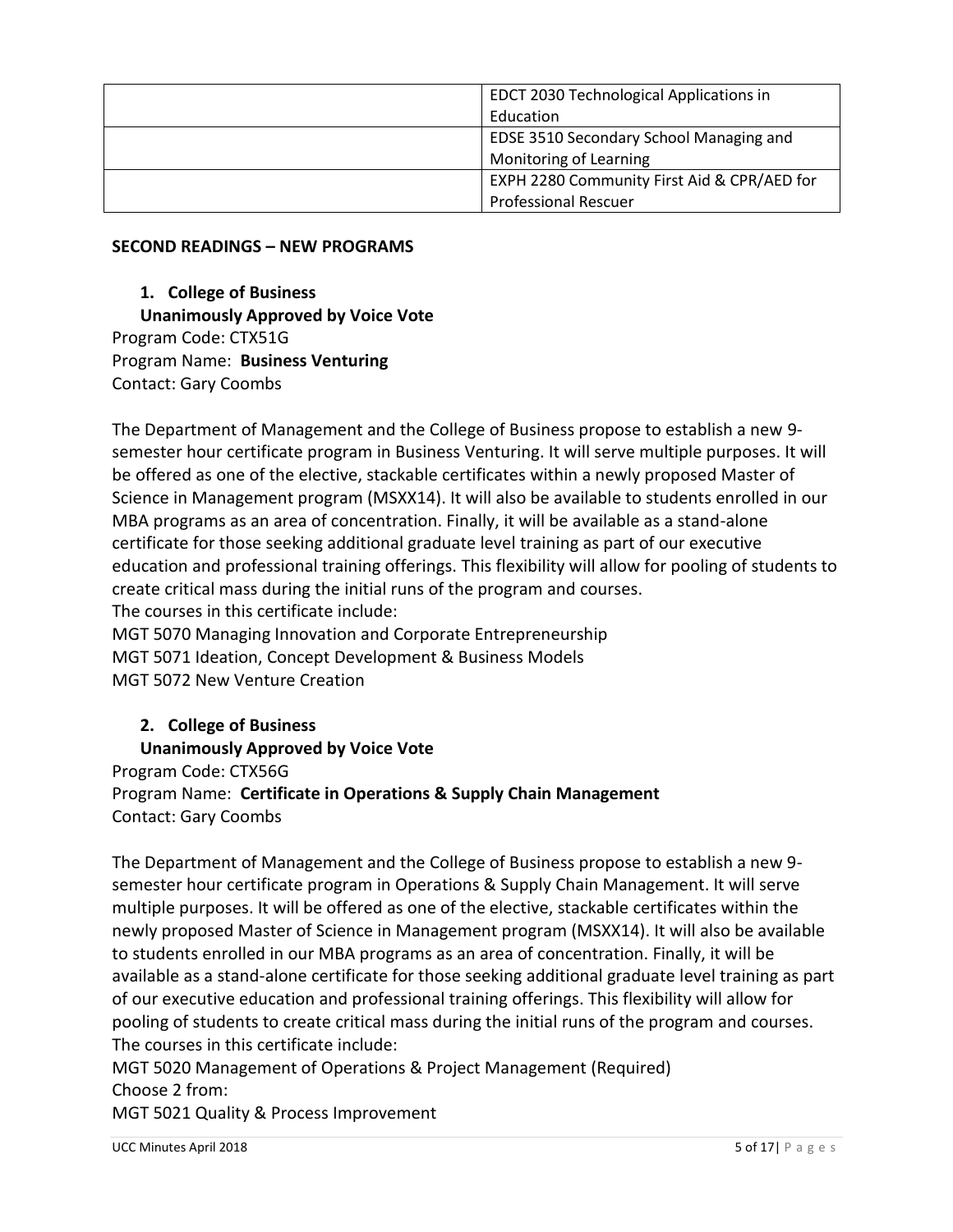| | |
|---|---|
| | EDCT 2030 Technological Applications in Education |
| | EDSE 3510 Secondary School Managing and Monitoring of Learning |
| | EXPH 2280 Community First Aid & CPR/AED for Professional Rescuer |

**SECOND READINGS – NEW PROGRAMS**

1. **College of Business**
   **Unanimously Approved by Voice Vote**

Program Code: CTX51G
Program Name: **Business Venturing**
Contact: Gary Coombs

The Department of Management and the College of Business propose to establish a new 9-semester hour certificate program in Business Venturing. It will serve multiple purposes. It will be offered as one of the elective, stackable certificates within a newly proposed Master of Science in Management program (MSXX14). It will also be available to students enrolled in our MBA programs as an area of concentration. Finally, it will be available as a stand-alone certificate for those seeking additional graduate level training as part of our executive education and professional training offerings. This flexibility will allow for pooling of students to create critical mass during the initial runs of the program and courses.
The courses in this certificate include:
MGT 5070 Managing Innovation and Corporate Entrepreneurship
MGT 5071 Ideation, Concept Development & Business Models
MGT 5072 New Venture Creation

2. **College of Business**
   **Unanimously Approved by Voice Vote**

Program Code: CTX56G
Program Name: **Certificate in Operations & Supply Chain Management**
Contact: Gary Coombs

The Department of Management and the College of Business propose to establish a new 9-semester hour certificate program in Operations & Supply Chain Management. It will serve multiple purposes. It will be offered as one of the elective, stackable certificates within the newly proposed Master of Science in Management program (MSXX14). It will also be available to students enrolled in our MBA programs as an area of concentration. Finally, it will be available as a stand-alone certificate for those seeking additional graduate level training as part of our executive education and professional training offerings. This flexibility will allow for pooling of students to create critical mass during the initial runs of the program and courses.
The courses in this certificate include:
MGT 5020 Management of Operations & Project Management (Required)
Choose 2 from:
MGT 5021 Quality & Process Improvement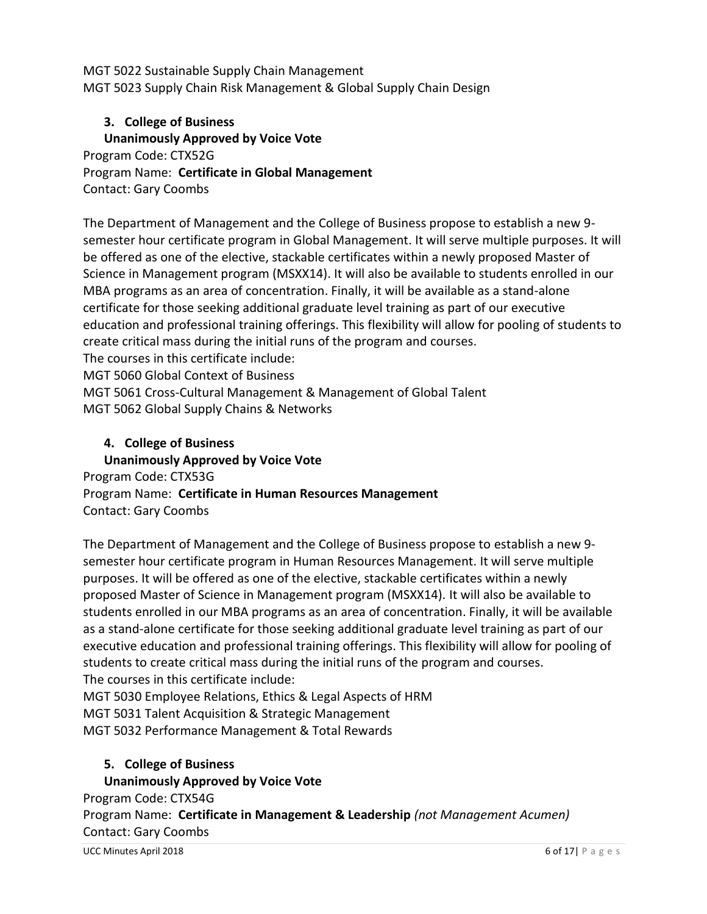MGT 5022 Sustainable Supply Chain Management
MGT 5023 Supply Chain Risk Management & Global Supply Chain Design

3. **College of Business**
   **Unanimously Approved by Voice Vote**

Program Code: CTX52G
Program Name: **Certificate in Global Management**
Contact: Gary Coombs

The Department of Management and the College of Business propose to establish a new 9-semester hour certificate program in Global Management. It will serve multiple purposes. It will be offered as one of the elective, stackable certificates within a newly proposed Master of Science in Management program (MSXX14). It will also be available to students enrolled in our MBA programs as an area of concentration. Finally, it will be available as a stand-alone certificate for those seeking additional graduate level training as part of our executive education and professional training offerings. This flexibility will allow for pooling of students to create critical mass during the initial runs of the program and courses.
The courses in this certificate include:
MGT 5060 Global Context of Business
MGT 5061 Cross-Cultural Management & Management of Global Talent
MGT 5062 Global Supply Chains & Networks

4. **College of Business**
   **Unanimously Approved by Voice Vote**

Program Code: CTX53G
Program Name: **Certificate in Human Resources Management**
Contact: Gary Coombs

The Department of Management and the College of Business propose to establish a new 9-semester hour certificate program in Human Resources Management. It will serve multiple purposes. It will be offered as one of the elective, stackable certificates within a newly proposed Master of Science in Management program (MSXX14). It will also be available to students enrolled in our MBA programs as an area of concentration. Finally, it will be available as a stand-alone certificate for those seeking additional graduate level training as part of our executive education and professional training offerings. This flexibility will allow for pooling of students to create critical mass during the initial runs of the program and courses.
The courses in this certificate include:
MGT 5030 Employee Relations, Ethics & Legal Aspects of HRM
MGT 5031 Talent Acquisition & Strategic Management
MGT 5032 Performance Management & Total Rewards

5. **College of Business**
   **Unanimously Approved by Voice Vote**

Program Code: CTX54G
Program Name: **Certificate in Management & Leadership** *(not Management Acumen)*
Contact: Gary Coombs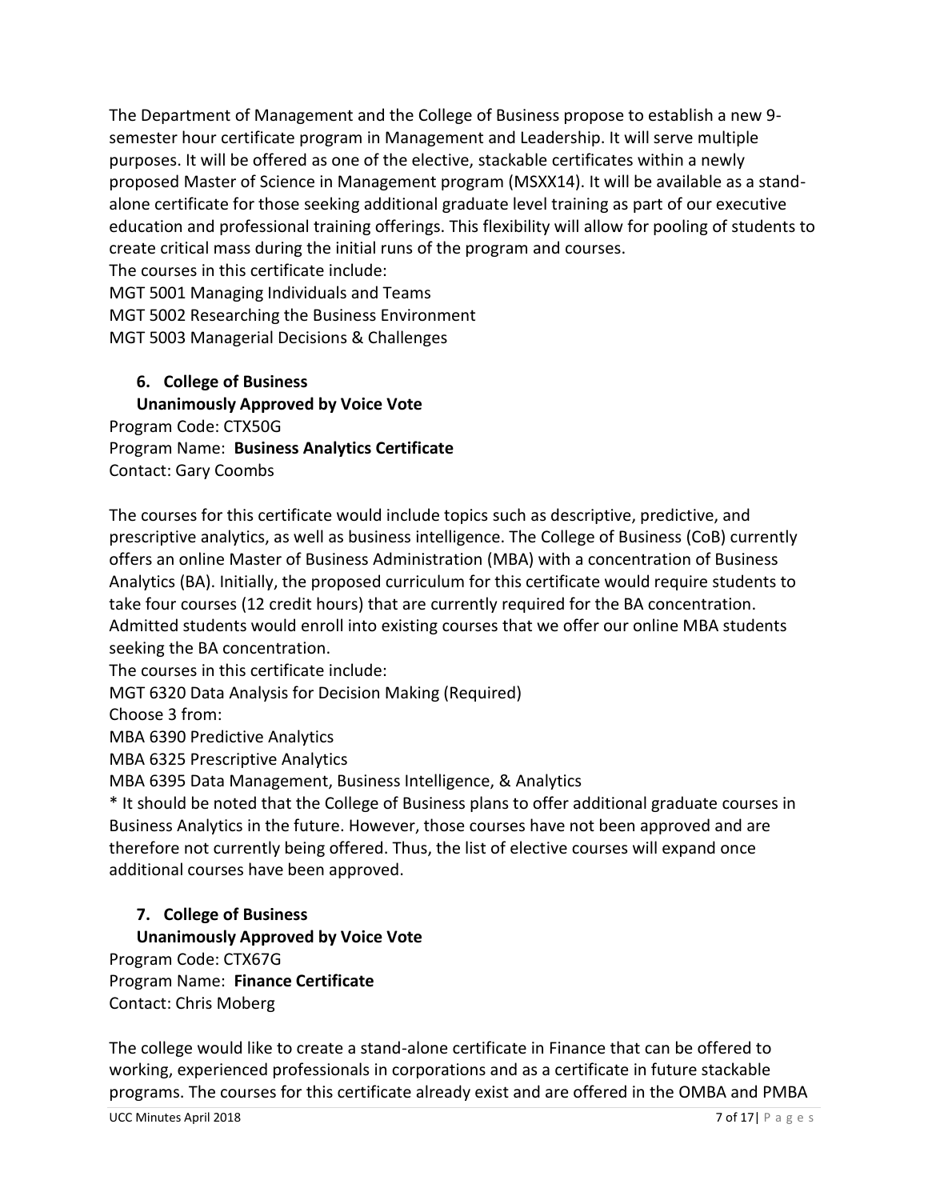The Department of Management and the College of Business propose to establish a new 9-semester hour certificate program in Management and Leadership. It will serve multiple purposes. It will be offered as one of the elective, stackable certificates within a newly proposed Master of Science in Management program (MSXX14). It will be available as a stand-alone certificate for those seeking additional graduate level training as part of our executive education and professional training offerings. This flexibility will allow for pooling of students to create critical mass during the initial runs of the program and courses.
The courses in this certificate include:
MGT 5001 Managing Individuals and Teams
MGT 5002 Researching the Business Environment
MGT 5003 Managerial Decisions & Challenges

6. **College of Business**
   **Unanimously Approved by Voice Vote**

Program Code: CTX50G
Program Name: **Business Analytics Certificate**
Contact: Gary Coombs

The courses for this certificate would include topics such as descriptive, predictive, and prescriptive analytics, as well as business intelligence. The College of Business (CoB) currently offers an online Master of Business Administration (MBA) with a concentration of Business Analytics (BA). Initially, the proposed curriculum for this certificate would require students to take four courses (12 credit hours) that are currently required for the BA concentration. Admitted students would enroll into existing courses that we offer our online MBA students seeking the BA concentration.
The courses in this certificate include:
MGT 6320 Data Analysis for Decision Making (Required)
Choose 3 from:
MBA 6390 Predictive Analytics
MBA 6325 Prescriptive Analytics
MBA 6395 Data Management, Business Intelligence, & Analytics
* It should be noted that the College of Business plans to offer additional graduate courses in Business Analytics in the future. However, those courses have not been approved and are therefore not currently being offered. Thus, the list of elective courses will expand once additional courses have been approved.

7. **College of Business**
   **Unanimously Approved by Voice Vote**

Program Code: CTX67G
Program Name: **Finance Certificate**
Contact: Chris Moberg

The college would like to create a stand-alone certificate in Finance that can be offered to working, experienced professionals in corporations and as a certificate in future stackable programs. The courses for this certificate already exist and are offered in the OMBA and PMBA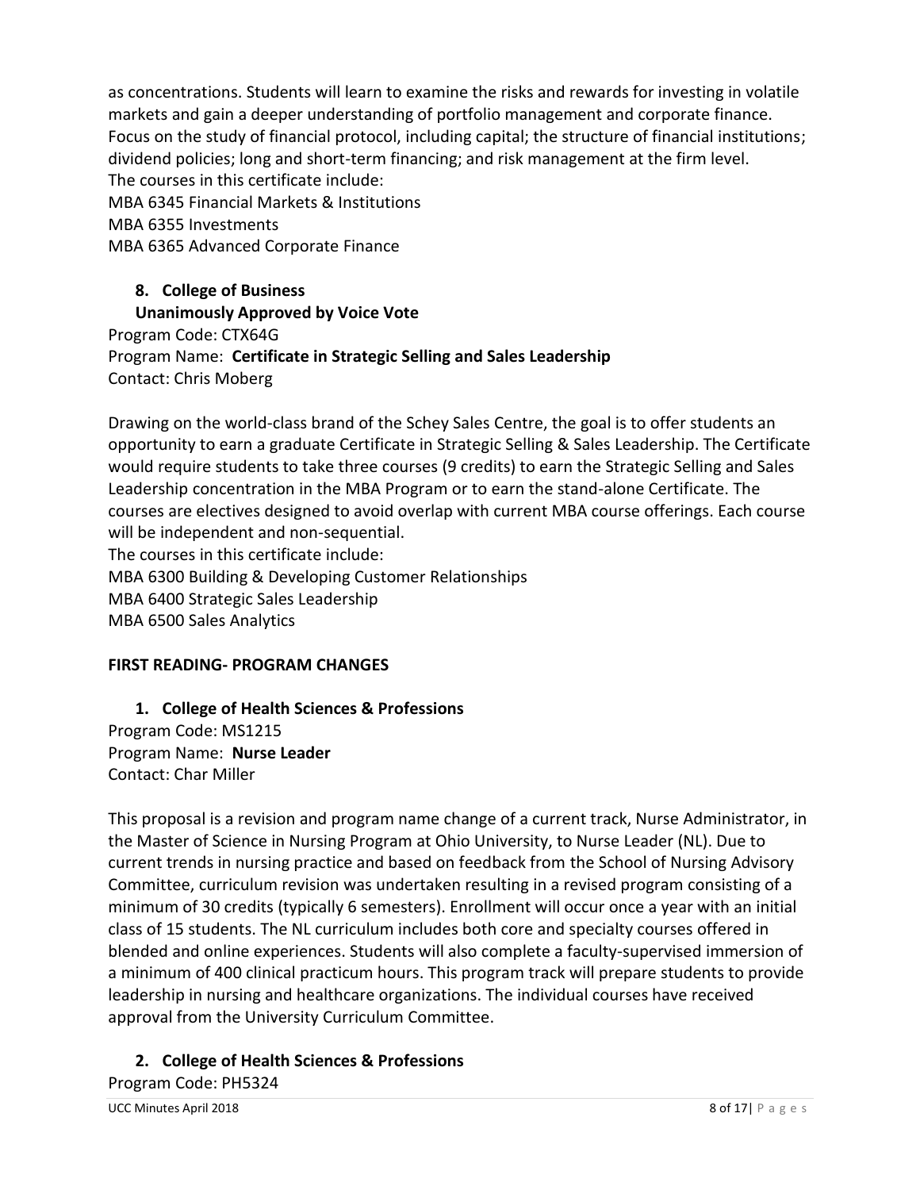as concentrations. Students will learn to examine the risks and rewards for investing in volatile markets and gain a deeper understanding of portfolio management and corporate finance. Focus on the study of financial protocol, including capital; the structure of financial institutions; dividend policies; long and short-term financing; and risk management at the firm level.
The courses in this certificate include:
MBA 6345 Financial Markets & Institutions
MBA 6355 Investments
MBA 6365 Advanced Corporate Finance

8. **College of Business**
   **Unanimously Approved by Voice Vote**

Program Code: CTX64G
Program Name: **Certificate in Strategic Selling and Sales Leadership**
Contact: Chris Moberg

Drawing on the world-class brand of the Schey Sales Centre, the goal is to offer students an opportunity to earn a graduate Certificate in Strategic Selling & Sales Leadership. The Certificate would require students to take three courses (9 credits) to earn the Strategic Selling and Sales Leadership concentration in the MBA Program or to earn the stand-alone Certificate. The courses are electives designed to avoid overlap with current MBA course offerings. Each course will be independent and non-sequential.
The courses in this certificate include:
MBA 6300 Building & Developing Customer Relationships
MBA 6400 Strategic Sales Leadership
MBA 6500 Sales Analytics

**FIRST READING- PROGRAM CHANGES**

1. **College of Health Sciences & Professions**

Program Code: MS1215
Program Name: **Nurse Leader**
Contact: Char Miller

This proposal is a revision and program name change of a current track, Nurse Administrator, in the Master of Science in Nursing Program at Ohio University, to Nurse Leader (NL). Due to current trends in nursing practice and based on feedback from the School of Nursing Advisory Committee, curriculum revision was undertaken resulting in a revised program consisting of a minimum of 30 credits (typically 6 semesters). Enrollment will occur once a year with an initial class of 15 students. The NL curriculum includes both core and specialty courses offered in blended and online experiences. Students will also complete a faculty-supervised immersion of a minimum of 400 clinical practicum hours. This program track will prepare students to provide leadership in nursing and healthcare organizations. The individual courses have received approval from the University Curriculum Committee.

2. **College of Health Sciences & Professions**

Program Code: PH5324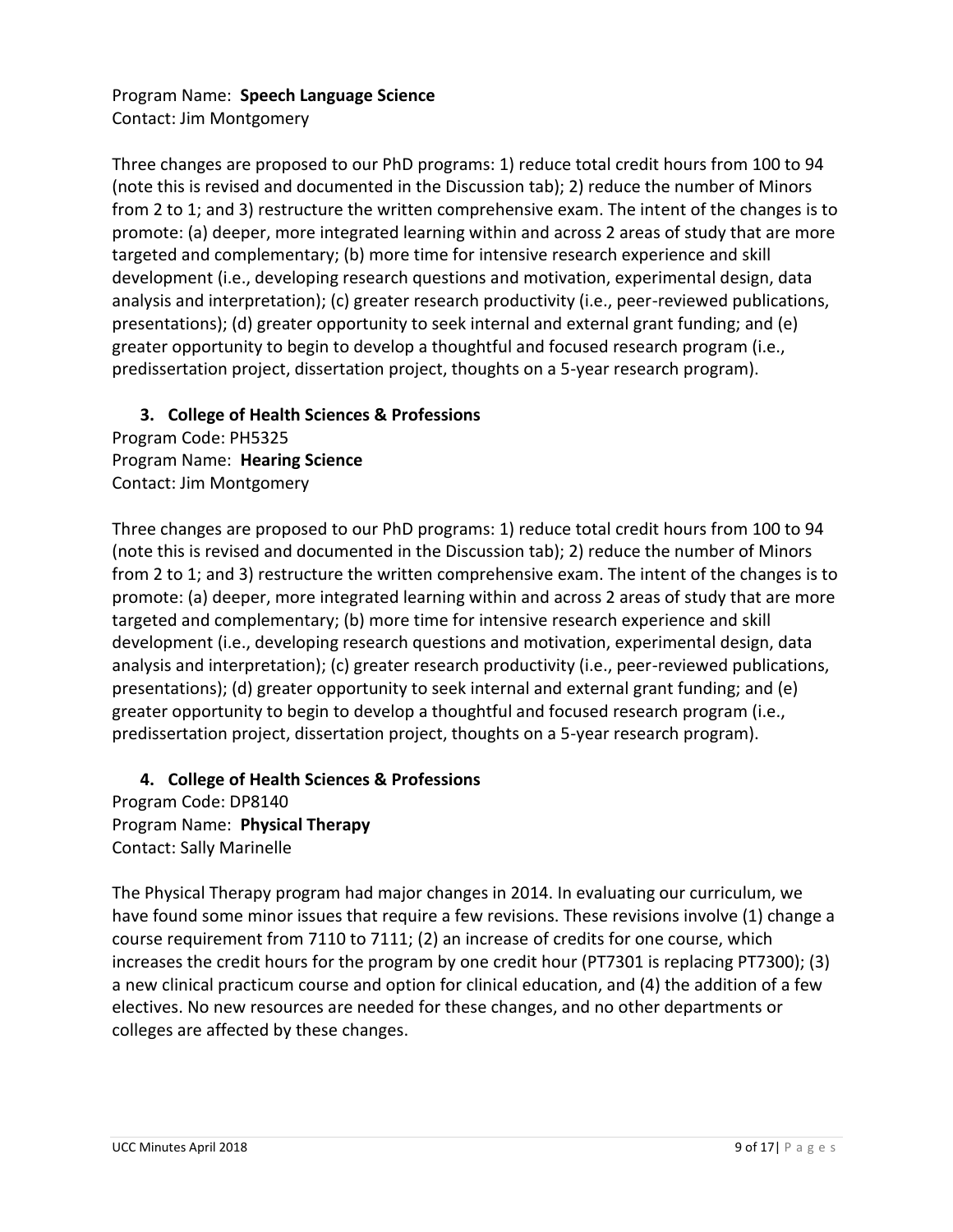Program Name: **Speech Language Science**
Contact: Jim Montgomery

Three changes are proposed to our PhD programs: 1) reduce total credit hours from 100 to 94 (note this is revised and documented in the Discussion tab); 2) reduce the number of Minors from 2 to 1; and 3) restructure the written comprehensive exam. The intent of the changes is to promote: (a) deeper, more integrated learning within and across 2 areas of study that are more targeted and complementary; (b) more time for intensive research experience and skill development (i.e., developing research questions and motivation, experimental design, data analysis and interpretation); (c) greater research productivity (i.e., peer-reviewed publications, presentations); (d) greater opportunity to seek internal and external grant funding; and (e) greater opportunity to begin to develop a thoughtful and focused research program (i.e., predissertation project, dissertation project, thoughts on a 5-year research program).

3. **College of Health Sciences & Professions**

Program Code: PH5325
Program Name: **Hearing Science**
Contact: Jim Montgomery

Three changes are proposed to our PhD programs: 1) reduce total credit hours from 100 to 94 (note this is revised and documented in the Discussion tab); 2) reduce the number of Minors from 2 to 1; and 3) restructure the written comprehensive exam. The intent of the changes is to promote: (a) deeper, more integrated learning within and across 2 areas of study that are more targeted and complementary; (b) more time for intensive research experience and skill development (i.e., developing research questions and motivation, experimental design, data analysis and interpretation); (c) greater research productivity (i.e., peer-reviewed publications, presentations); (d) greater opportunity to seek internal and external grant funding; and (e) greater opportunity to begin to develop a thoughtful and focused research program (i.e., predissertation project, dissertation project, thoughts on a 5-year research program).

4. **College of Health Sciences & Professions**

Program Code: DP8140
Program Name: **Physical Therapy**
Contact: Sally Marinelle

The Physical Therapy program had major changes in 2014. In evaluating our curriculum, we have found some minor issues that require a few revisions. These revisions involve (1) change a course requirement from 7110 to 7111; (2) an increase of credits for one course, which increases the credit hours for the program by one credit hour (PT7301 is replacing PT7300); (3) a new clinical practicum course and option for clinical education, and (4) the addition of a few electives. No new resources are needed for these changes, and no other departments or colleges are affected by these changes.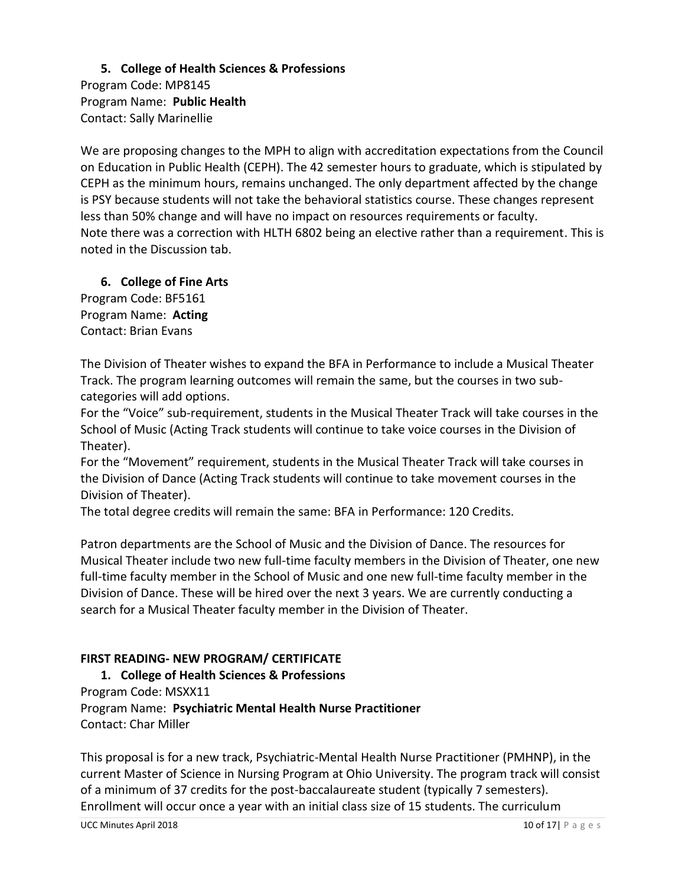**5. College of Health Sciences & Professions**

Program Code: MP8145
Program Name: **Public Health**
Contact: Sally Marinellie

We are proposing changes to the MPH to align with accreditation expectations from the Council on Education in Public Health (CEPH). The 42 semester hours to graduate, which is stipulated by CEPH as the minimum hours, remains unchanged. The only department affected by the change is PSY because students will not take the behavioral statistics course. These changes represent less than 50% change and will have no impact on resources requirements or faculty.
Note there was a correction with HLTH 6802 being an elective rather than a requirement. This is noted in the Discussion tab.

**6. College of Fine Arts**

Program Code: BF5161
Program Name: **Acting**
Contact: Brian Evans

The Division of Theater wishes to expand the BFA in Performance to include a Musical Theater Track. The program learning outcomes will remain the same, but the courses in two sub-categories will add options.
For the "Voice" sub-requirement, students in the Musical Theater Track will take courses in the School of Music (Acting Track students will continue to take voice courses in the Division of Theater).
For the "Movement" requirement, students in the Musical Theater Track will take courses in the Division of Dance (Acting Track students will continue to take movement courses in the Division of Theater).
The total degree credits will remain the same: BFA in Performance: 120 Credits.

Patron departments are the School of Music and the Division of Dance. The resources for Musical Theater include two new full-time faculty members in the Division of Theater, one new full-time faculty member in the School of Music and one new full-time faculty member in the Division of Dance. These will be hired over the next 3 years. We are currently conducting a search for a Musical Theater faculty member in the Division of Theater.

## FIRST READING- NEW PROGRAM/ CERTIFICATE

**1. College of Health Sciences & Professions**

Program Code: MSXX11
Program Name: **Psychiatric Mental Health Nurse Practitioner**
Contact: Char Miller

This proposal is for a new track, Psychiatric-Mental Health Nurse Practitioner (PMHNP), in the current Master of Science in Nursing Program at Ohio University. The program track will consist of a minimum of 37 credits for the post-baccalaureate student (typically 7 semesters). Enrollment will occur once a year with an initial class size of 15 students. The curriculum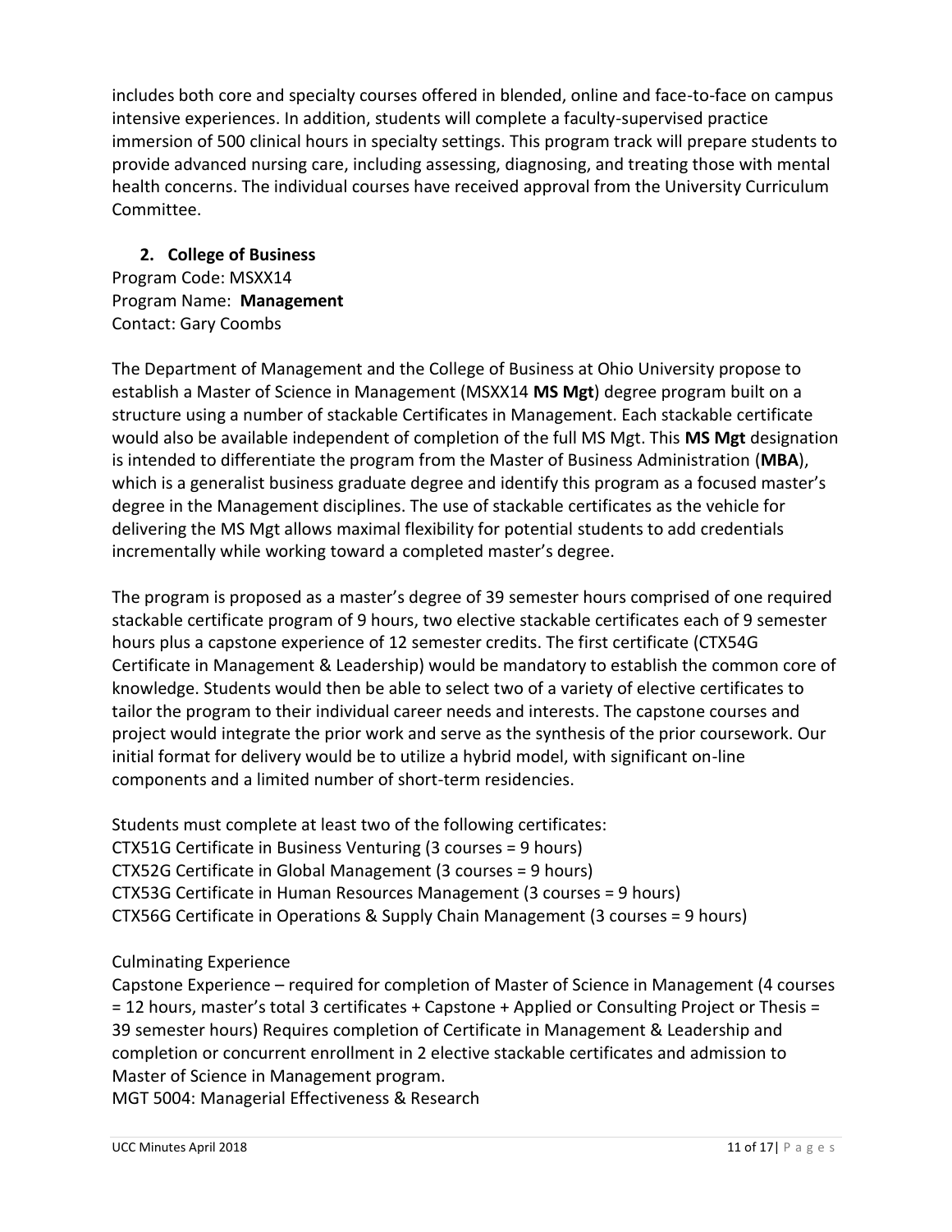includes both core and specialty courses offered in blended, online and face-to-face on campus intensive experiences. In addition, students will complete a faculty-supervised practice immersion of 500 clinical hours in specialty settings. This program track will prepare students to provide advanced nursing care, including assessing, diagnosing, and treating those with mental health concerns. The individual courses have received approval from the University Curriculum Committee.

## 2. College of Business

Program Code: MSXX14
Program Name: **Management**
Contact: Gary Coombs

The Department of Management and the College of Business at Ohio University propose to establish a Master of Science in Management (MSXX14 **MS Mgt**) degree program built on a structure using a number of stackable Certificates in Management. Each stackable certificate would also be available independent of completion of the full MS Mgt. This **MS Mgt** designation is intended to differentiate the program from the Master of Business Administration (**MBA**), which is a generalist business graduate degree and identify this program as a focused master's degree in the Management disciplines. The use of stackable certificates as the vehicle for delivering the MS Mgt allows maximal flexibility for potential students to add credentials incrementally while working toward a completed master's degree.

The program is proposed as a master's degree of 39 semester hours comprised of one required stackable certificate program of 9 hours, two elective stackable certificates each of 9 semester hours plus a capstone experience of 12 semester credits. The first certificate (CTX54G Certificate in Management & Leadership) would be mandatory to establish the common core of knowledge. Students would then be able to select two of a variety of elective certificates to tailor the program to their individual career needs and interests. The capstone courses and project would integrate the prior work and serve as the synthesis of the prior coursework. Our initial format for delivery would be to utilize a hybrid model, with significant on-line components and a limited number of short-term residencies.

Students must complete at least two of the following certificates:
CTX51G Certificate in Business Venturing (3 courses = 9 hours)
CTX52G Certificate in Global Management (3 courses = 9 hours)
CTX53G Certificate in Human Resources Management (3 courses = 9 hours)
CTX56G Certificate in Operations & Supply Chain Management (3 courses = 9 hours)

Culminating Experience
Capstone Experience – required for completion of Master of Science in Management (4 courses = 12 hours, master's total 3 certificates + Capstone + Applied or Consulting Project or Thesis = 39 semester hours) Requires completion of Certificate in Management & Leadership and completion or concurrent enrollment in 2 elective stackable certificates and admission to Master of Science in Management program.
MGT 5004: Managerial Effectiveness & Research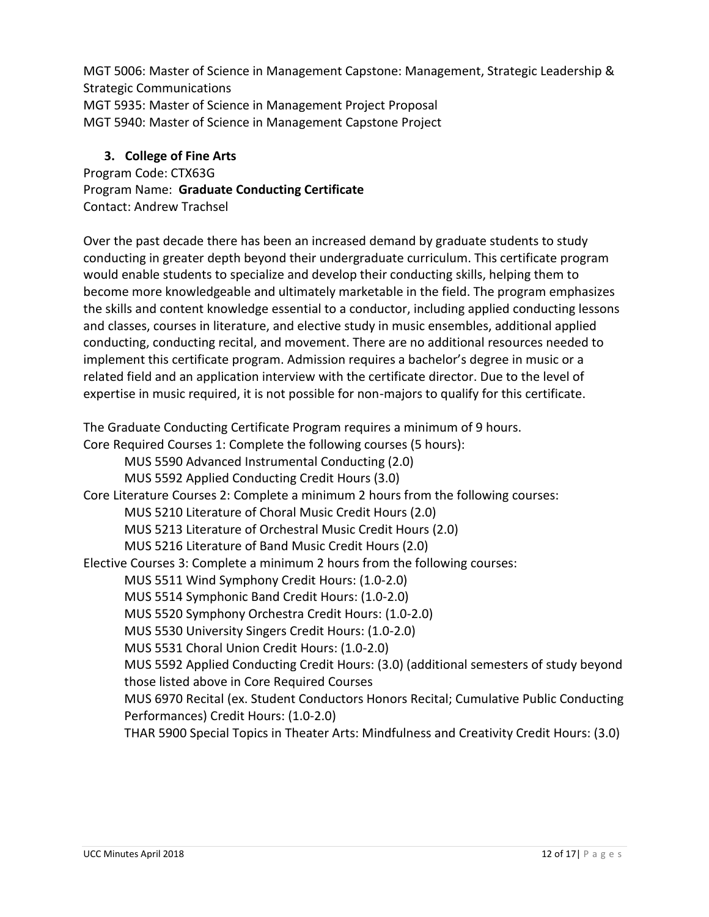MGT 5006: Master of Science in Management Capstone: Management, Strategic Leadership & Strategic Communications
MGT 5935: Master of Science in Management Project Proposal
MGT 5940: Master of Science in Management Capstone Project

### 3. College of Fine Arts

Program Code: CTX63G
Program Name: **Graduate Conducting Certificate**
Contact: Andrew Trachsel

Over the past decade there has been an increased demand by graduate students to study conducting in greater depth beyond their undergraduate curriculum. This certificate program would enable students to specialize and develop their conducting skills, helping them to become more knowledgeable and ultimately marketable in the field. The program emphasizes the skills and content knowledge essential to a conductor, including applied conducting lessons and classes, courses in literature, and elective study in music ensembles, additional applied conducting, conducting recital, and movement. There are no additional resources needed to implement this certificate program. Admission requires a bachelor's degree in music or a related field and an application interview with the certificate director. Due to the level of expertise in music required, it is not possible for non-majors to qualify for this certificate.

The Graduate Conducting Certificate Program requires a minimum of 9 hours.
Core Required Courses 1: Complete the following courses (5 hours):
- MUS 5590 Advanced Instrumental Conducting (2.0)
- MUS 5592 Applied Conducting Credit Hours (3.0)

Core Literature Courses 2: Complete a minimum 2 hours from the following courses:
- MUS 5210 Literature of Choral Music Credit Hours (2.0)
- MUS 5213 Literature of Orchestral Music Credit Hours (2.0)
- MUS 5216 Literature of Band Music Credit Hours (2.0)

Elective Courses 3: Complete a minimum 2 hours from the following courses:
- MUS 5511 Wind Symphony Credit Hours: (1.0-2.0)
- MUS 5514 Symphonic Band Credit Hours: (1.0-2.0)
- MUS 5520 Symphony Orchestra Credit Hours: (1.0-2.0)
- MUS 5530 University Singers Credit Hours: (1.0-2.0)
- MUS 5531 Choral Union Credit Hours: (1.0-2.0)
- MUS 5592 Applied Conducting Credit Hours: (3.0) (additional semesters of study beyond those listed above in Core Required Courses
- MUS 6970 Recital (ex. Student Conductors Honors Recital; Cumulative Public Conducting Performances) Credit Hours: (1.0-2.0)
- THAR 5900 Special Topics in Theater Arts: Mindfulness and Creativity Credit Hours: (3.0)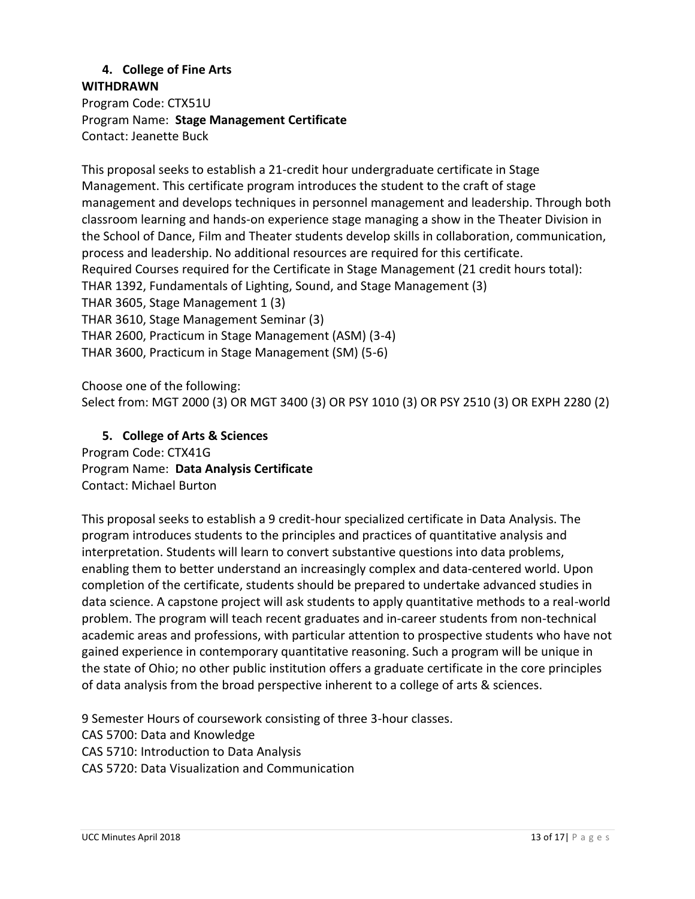### 4. College of Fine Arts

**WITHDRAWN**

Program Code: CTX51U
Program Name: **Stage Management Certificate**
Contact: Jeanette Buck

This proposal seeks to establish a 21-credit hour undergraduate certificate in Stage Management. This certificate program introduces the student to the craft of stage management and develops techniques in personnel management and leadership. Through both classroom learning and hands-on experience stage managing a show in the Theater Division in the School of Dance, Film and Theater students develop skills in collaboration, communication, process and leadership. No additional resources are required for this certificate.
Required Courses required for the Certificate in Stage Management (21 credit hours total):
THAR 1392, Fundamentals of Lighting, Sound, and Stage Management (3)
THAR 3605, Stage Management 1 (3)
THAR 3610, Stage Management Seminar (3)
THAR 2600, Practicum in Stage Management (ASM) (3-4)
THAR 3600, Practicum in Stage Management (SM) (5-6)

Choose one of the following:
Select from: MGT 2000 (3) OR MGT 3400 (3) OR PSY 1010 (3) OR PSY 2510 (3) OR EXPH 2280 (2)

### 5. College of Arts & Sciences

Program Code: CTX41G
Program Name: **Data Analysis Certificate**
Contact: Michael Burton

This proposal seeks to establish a 9 credit-hour specialized certificate in Data Analysis. The program introduces students to the principles and practices of quantitative analysis and interpretation. Students will learn to convert substantive questions into data problems, enabling them to better understand an increasingly complex and data-centered world. Upon completion of the certificate, students should be prepared to undertake advanced studies in data science. A capstone project will ask students to apply quantitative methods to a real-world problem. The program will teach recent graduates and in-career students from non-technical academic areas and professions, with particular attention to prospective students who have not gained experience in contemporary quantitative reasoning. Such a program will be unique in the state of Ohio; no other public institution offers a graduate certificate in the core principles of data analysis from the broad perspective inherent to a college of arts & sciences.

9 Semester Hours of coursework consisting of three 3-hour classes.
CAS 5700: Data and Knowledge
CAS 5710: Introduction to Data Analysis
CAS 5720: Data Visualization and Communication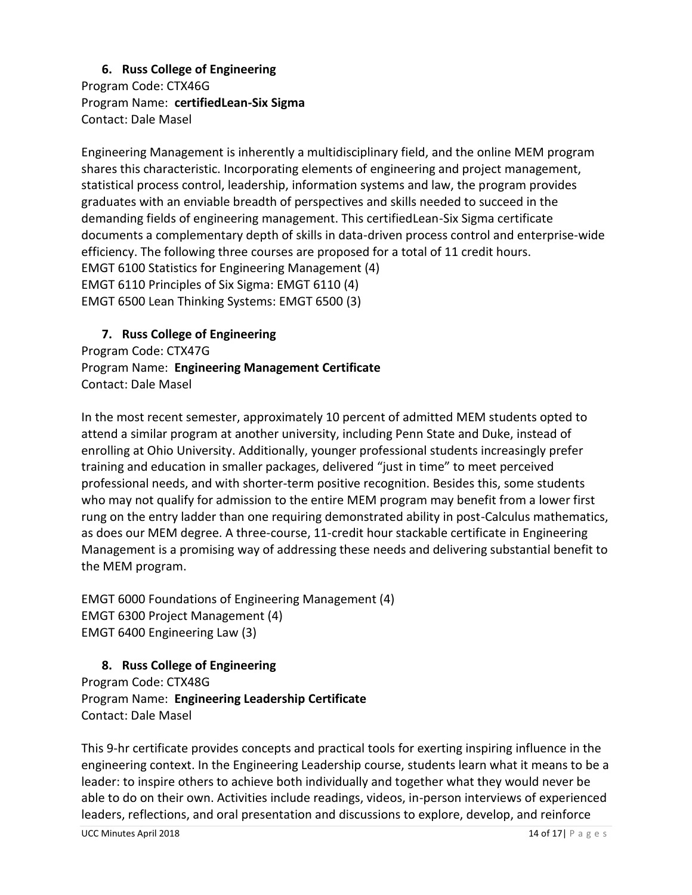### 6. Russ College of Engineering

Program Code: CTX46G
Program Name: **certifiedLean-Six Sigma**
Contact: Dale Masel

Engineering Management is inherently a multidisciplinary field, and the online MEM program shares this characteristic. Incorporating elements of engineering and project management, statistical process control, leadership, information systems and law, the program provides graduates with an enviable breadth of perspectives and skills needed to succeed in the demanding fields of engineering management. This certifiedLean-Six Sigma certificate documents a complementary depth of skills in data-driven process control and enterprise-wide efficiency. The following three courses are proposed for a total of 11 credit hours.
EMGT 6100 Statistics for Engineering Management (4)
EMGT 6110 Principles of Six Sigma: EMGT 6110 (4)
EMGT 6500 Lean Thinking Systems: EMGT 6500 (3)

### 7. Russ College of Engineering

Program Code: CTX47G
Program Name: **Engineering Management Certificate**
Contact: Dale Masel

In the most recent semester, approximately 10 percent of admitted MEM students opted to attend a similar program at another university, including Penn State and Duke, instead of enrolling at Ohio University. Additionally, younger professional students increasingly prefer training and education in smaller packages, delivered "just in time" to meet perceived professional needs, and with shorter-term positive recognition. Besides this, some students who may not qualify for admission to the entire MEM program may benefit from a lower first rung on the entry ladder than one requiring demonstrated ability in post-Calculus mathematics, as does our MEM degree. A three-course, 11-credit hour stackable certificate in Engineering Management is a promising way of addressing these needs and delivering substantial benefit to the MEM program.

EMGT 6000 Foundations of Engineering Management (4)
EMGT 6300 Project Management (4)
EMGT 6400 Engineering Law (3)

### 8. Russ College of Engineering

Program Code: CTX48G
Program Name: **Engineering Leadership Certificate**
Contact: Dale Masel

This 9-hr certificate provides concepts and practical tools for exerting inspiring influence in the engineering context. In the Engineering Leadership course, students learn what it means to be a leader: to inspire others to achieve both individually and together what they would never be able to do on their own. Activities include readings, videos, in-person interviews of experienced leaders, reflections, and oral presentation and discussions to explore, develop, and reinforce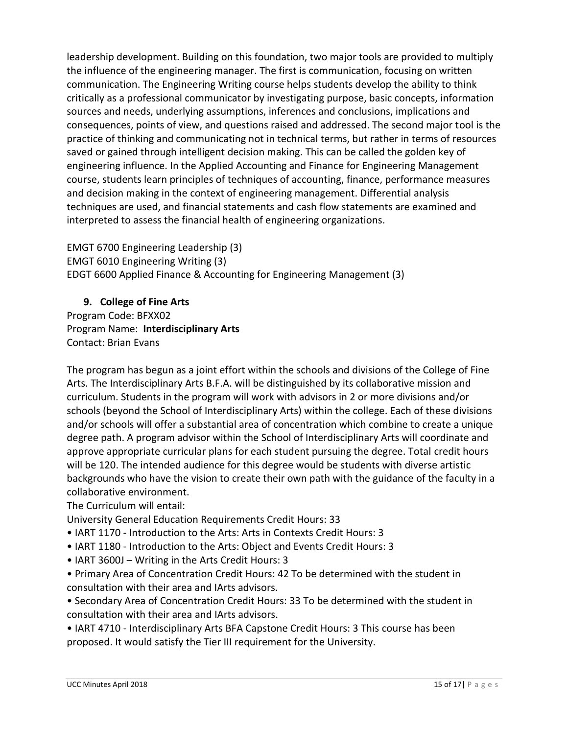leadership development. Building on this foundation, two major tools are provided to multiply the influence of the engineering manager. The first is communication, focusing on written communication. The Engineering Writing course helps students develop the ability to think critically as a professional communicator by investigating purpose, basic concepts, information sources and needs, underlying assumptions, inferences and conclusions, implications and consequences, points of view, and questions raised and addressed. The second major tool is the practice of thinking and communicating not in technical terms, but rather in terms of resources saved or gained through intelligent decision making. This can be called the golden key of engineering influence. In the Applied Accounting and Finance for Engineering Management course, students learn principles of techniques of accounting, finance, performance measures and decision making in the context of engineering management. Differential analysis techniques are used, and financial statements and cash flow statements are examined and interpreted to assess the financial health of engineering organizations.

EMGT 6700 Engineering Leadership (3)
EMGT 6010 Engineering Writing (3)
EDGT 6600 Applied Finance & Accounting for Engineering Management (3)

### 9. College of Fine Arts

Program Code: BFXX02
Program Name: **Interdisciplinary Arts**
Contact: Brian Evans

The program has begun as a joint effort within the schools and divisions of the College of Fine Arts. The Interdisciplinary Arts B.F.A. will be distinguished by its collaborative mission and curriculum. Students in the program will work with advisors in 2 or more divisions and/or schools (beyond the School of Interdisciplinary Arts) within the college. Each of these divisions and/or schools will offer a substantial area of concentration which combine to create a unique degree path. A program advisor within the School of Interdisciplinary Arts will coordinate and approve appropriate curricular plans for each student pursuing the degree. Total credit hours will be 120. The intended audience for this degree would be students with diverse artistic backgrounds who have the vision to create their own path with the guidance of the faculty in a collaborative environment.

The Curriculum will entail:

University General Education Requirements Credit Hours: 33

- IART 1170 - Introduction to the Arts: Arts in Contexts Credit Hours: 3
- IART 1180 - Introduction to the Arts: Object and Events Credit Hours: 3
- IART 3600J – Writing in the Arts Credit Hours: 3
- Primary Area of Concentration Credit Hours: 42 To be determined with the student in consultation with their area and IArts advisors.
- Secondary Area of Concentration Credit Hours: 33 To be determined with the student in consultation with their area and IArts advisors.
- IART 4710 - Interdisciplinary Arts BFA Capstone Credit Hours: 3 This course has been proposed. It would satisfy the Tier III requirement for the University.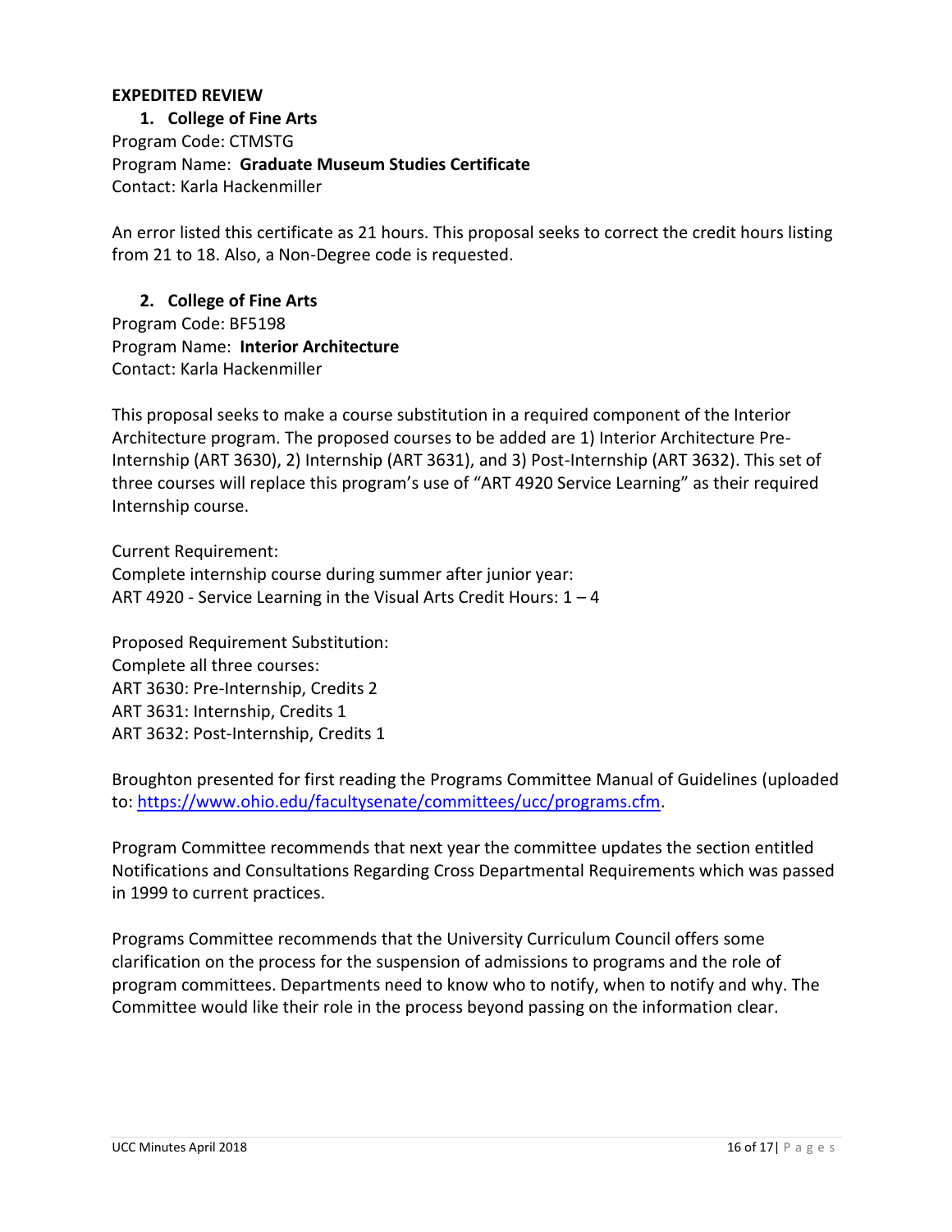**EXPEDITED REVIEW**

1. **College of Fine Arts**

Program Code: CTMSTG
Program Name: **Graduate Museum Studies Certificate**
Contact: Karla Hackenmiller

An error listed this certificate as 21 hours. This proposal seeks to correct the credit hours listing from 21 to 18. Also, a Non-Degree code is requested.

2. **College of Fine Arts**

Program Code: BF5198
Program Name: **Interior Architecture**
Contact: Karla Hackenmiller

This proposal seeks to make a course substitution in a required component of the Interior Architecture program. The proposed courses to be added are 1) Interior Architecture Pre-Internship (ART 3630), 2) Internship (ART 3631), and 3) Post-Internship (ART 3632). This set of three courses will replace this program's use of "ART 4920 Service Learning" as their required Internship course.

Current Requirement:
Complete internship course during summer after junior year:
ART 4920 - Service Learning in the Visual Arts Credit Hours: 1 – 4

Proposed Requirement Substitution:
Complete all three courses:
ART 3630: Pre-Internship, Credits 2
ART 3631: Internship, Credits 1
ART 3632: Post-Internship, Credits 1

Broughton presented for first reading the Programs Committee Manual of Guidelines (uploaded to: [https://www.ohio.edu/facultysenate/committees/ucc/programs.cfm](https://www.ohio.edu/facultysenate/committees/ucc/programs.cfm).

Program Committee recommends that next year the committee updates the section entitled Notifications and Consultations Regarding Cross Departmental Requirements which was passed in 1999 to current practices.

Programs Committee recommends that the University Curriculum Council offers some clarification on the process for the suspension of admissions to programs and the role of program committees. Departments need to know who to notify, when to notify and why. The Committee would like their role in the process beyond passing on the information clear.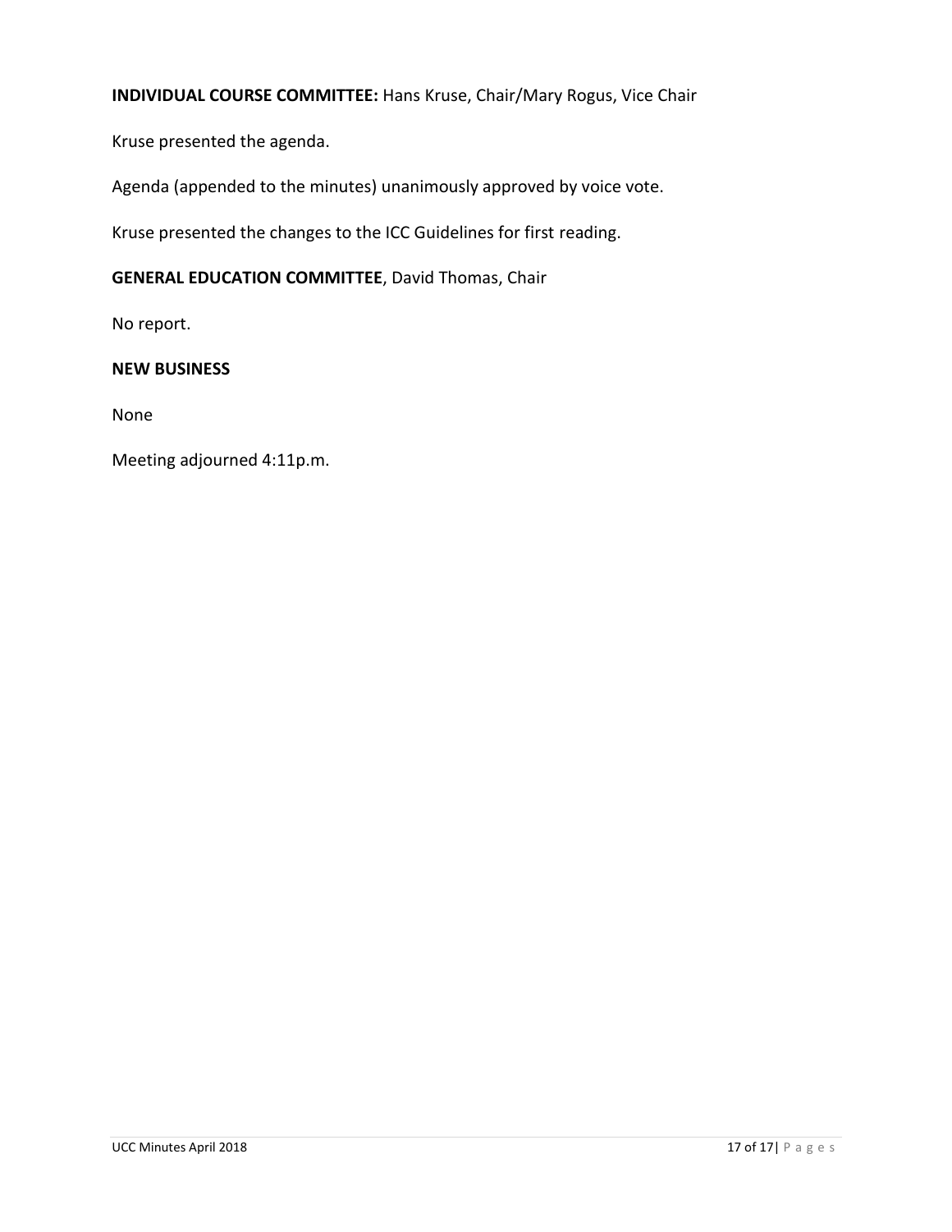**INDIVIDUAL COURSE COMMITTEE:** Hans Kruse, Chair/Mary Rogus, Vice Chair

Kruse presented the agenda.

Agenda (appended to the minutes) unanimously approved by voice vote.

Kruse presented the changes to the ICC Guidelines for first reading.

**GENERAL EDUCATION COMMITTEE**, David Thomas, Chair

No report.

**NEW BUSINESS**

None

Meeting adjourned 4:11p.m.